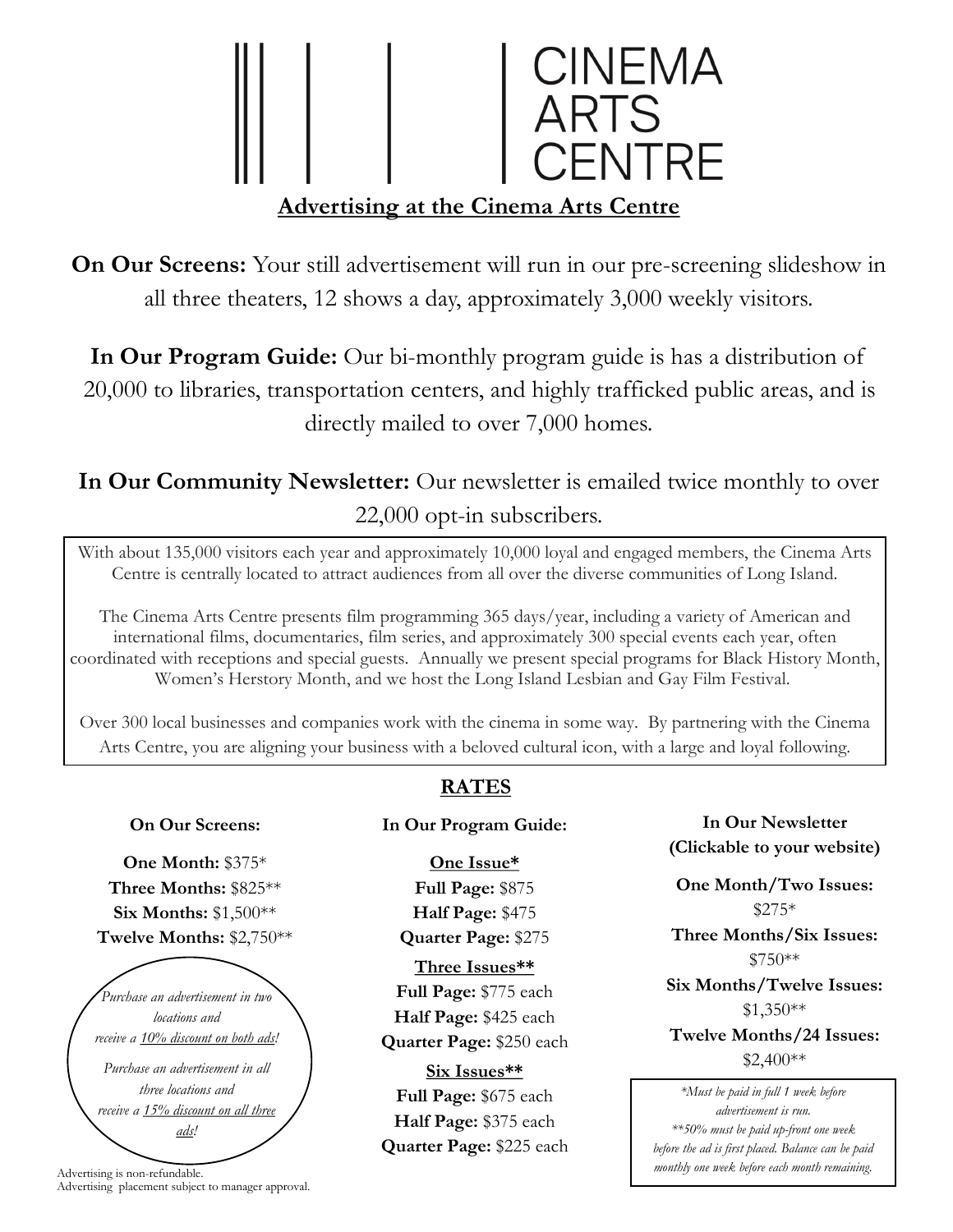# CINEMA ARTS CENTRE

## Advertising at the Cinema Arts Centre

**On Our Screens:** Your still advertisement will run in our pre-screening slideshow in all three theaters, 12 shows a day, approximately 3,000 weekly visitors.

**In Our Program Guide:** Our bi-monthly program guide is has a distribution of 20,000 to libraries, transportation centers, and highly trafficked public areas, and is directly mailed to over 7,000 homes.

**In Our Community Newsletter:** Our newsletter is emailed twice monthly to over 22,000 opt-in subscribers.

With about 135,000 visitors each year and approximately 10,000 loyal and engaged members, the Cinema Arts Centre is centrally located to attract audiences from all over the diverse communities of Long Island.

The Cinema Arts Centre presents film programming 365 days/year, including a variety of American and international films, documentaries, film series, and approximately 300 special events each year, often coordinated with receptions and special guests. Annually we present special programs for Black History Month, Women's Herstory Month, and we host the Long Island Lesbian and Gay Film Festival.

Over 300 local businesses and companies work with the cinema in some way. By partnering with the Cinema Arts Centre, you are aligning your business with a beloved cultural icon, with a large and loyal following.

## RATES

### On Our Screens:

**One Month:** $375*
**Three Months:** $825**
**Six Months:** $1,500**
**Twelve Months:** $2,750**

*Purchase an advertisement in two locations and receive a 10% discount on both ads!*

*Purchase an advertisement in all three locations and receive a 15% discount on all three ads!*

### In Our Program Guide:

**One Issue***
**Full Page:** $875
**Half Page:** $475
**Quarter Page:** $275

**Three Issues****
**Full Page:** $775 each
**Half Page:** $425 each
**Quarter Page:** $250 each

**Six Issues****
**Full Page:** $675 each
**Half Page:** $375 each
**Quarter Page:** $225 each

### In Our Newsletter (Clickable to your website)

**One Month/Two Issues:** $275*
**Three Months/Six Issues:** $750**
**Six Months/Twelve Issues:** $1,350**
**Twelve Months/24 Issues:** $2,400**

*\*Must be paid in full 1 week before advertisement is run.*
*\*\*50% must be paid up-front one week before the ad is first placed. Balance can be paid monthly one week before each month remaining.*

Advertising is non-refundable.
Advertising placement subject to manager approval.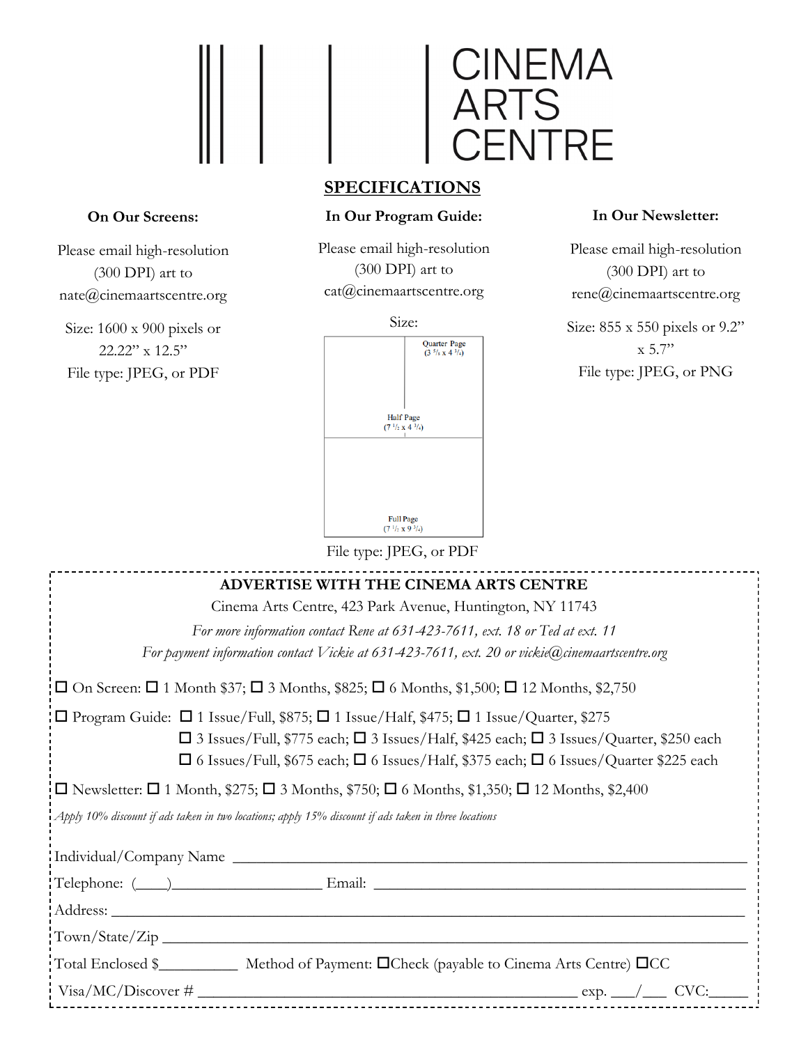# CINEMA ARTS CENTRE

## SPECIFICATIONS

### On Our Screens:

Please email high-resolution (300 DPI) art to nate@cinemaartscentre.org

Size: 1600 x 900 pixels or 22.22" x 12.5"

File type: JPEG, or PDF

### In Our Program Guide:

Please email high-resolution (300 DPI) art to cat@cinemaartscentre.org

Size:

Quarter Page (3 5/8 x 4 3/4)

Half Page (7 1/2 x 4 3/4)

Full Page (7 1/2 x 9 3/4)

File type: JPEG, or PDF

### In Our Newsletter:

Please email high-resolution (300 DPI) art to rene@cinemaartscentre.org

Size: 855 x 550 pixels or 9.2" x 5.7"

File type: JPEG, or PNG

---

**ADVERTISE WITH THE CINEMA ARTS CENTRE**

Cinema Arts Centre, 423 Park Avenue, Huntington, NY 11743

*For more information contact Rene at 631-423-7611, ext. 18 or Ted at ext. 11*

*For payment information contact Vickie at 631-423-7611, ext. 20 or vickie@cinemaartscentre.org*

☐ On Screen: ☐ 1 Month $37; ☐ 3 Months, $825; ☐ 6 Months, $1,500; ☐ 12 Months, $2,750

☐ Program Guide: ☐ 1 Issue/Full, $875; ☐ 1 Issue/Half, $475; ☐ 1 Issue/Quarter, $275
☐ 3 Issues/Full, $775 each; ☐ 3 Issues/Half, $425 each; ☐ 3 Issues/Quarter, $250 each
☐ 6 Issues/Full, $675 each; ☐ 6 Issues/Half, $375 each; ☐ 6 Issues/Quarter $225 each

☐ Newsletter: ☐ 1 Month, $275; ☐ 3 Months, $750; ☐ 6 Months, $1,350; ☐ 12 Months, $2,400

*Apply 10% discount if ads taken in two locations; apply 15% discount if ads taken in three locations*

Individual/Company Name ______________________________

Telephone: (____)__________________ Email: ______________________________

Address: ______________________________

Town/State/Zip ______________________________

Total Enclosed $__________ Method of Payment: ☐Check (payable to Cinema Arts Centre) ☐CC

Visa/MC/Discover # ______________________________ exp. ___/___ CVC:_____